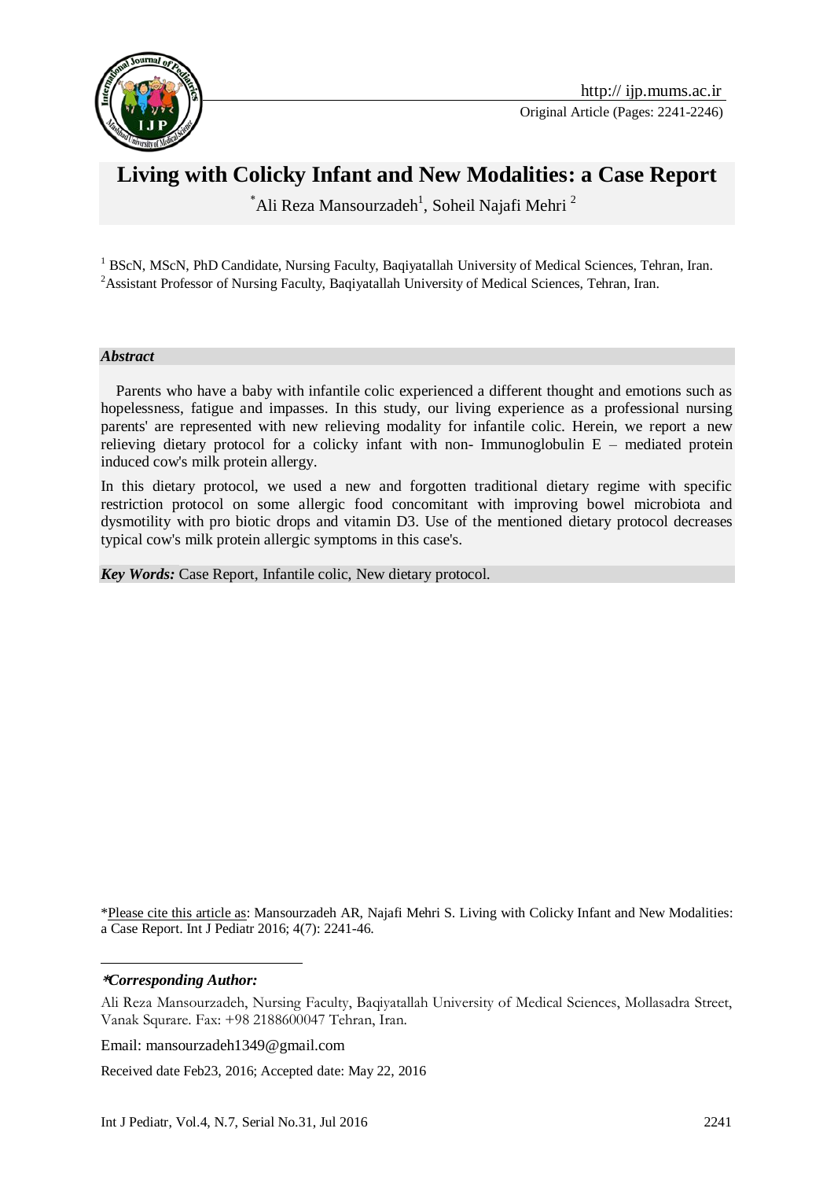Original Article (Pages: 2241-2246)

# Living with Colicky Infant and New Modalities: a Case Report

*Ali Reza Mansourzadeh[1], Soheil Najafi Mehri [2]

[1] BScN, MScN, PhD Candidate, Nursing Faculty, Baqiyatallah University of Medical Sciences, Tehran, Iran.
[2] Assistant Professor of Nursing Faculty, Baqiyatallah University of Medical Sciences, Tehran, Iran.

### *Abstract*

Parents who have a baby with infantile colic experienced a different thought and emotions such as hopelessness, fatigue and impasses. In this study, our living experience as a professional nursing parents' are represented with new relieving modality for infantile colic. Herein, we report a new relieving dietary protocol for a colicky infant with non- Immunoglobulin E – mediated protein induced cow's milk protein allergy.

In this dietary protocol, we used a new and forgotten traditional dietary regime with specific restriction protocol on some allergic food concomitant with improving bowel microbiota and dysmotility with pro biotic drops and vitamin D3. Use of the mentioned dietary protocol decreases typical cow's milk protein allergic symptoms in this case's.

***Key Words:*** Case Report, Infantile colic, New dietary protocol.

*Please cite this article as: Mansourzadeh AR, Najafi Mehri S. Living with Colicky Infant and New Modalities: a Case Report. Int J Pediatr 2016; 4(7): 2241-46.

***Corresponding Author:***

Ali Reza Mansourzadeh, Nursing Faculty, Baqiyatallah University of Medical Sciences, Mollasadra Street, Vanak Squrare. Fax: +98 2188600047 Tehran, Iran.

Email: mansourzadeh1349@gmail.com

Received date Feb23, 2016; Accepted date: May 22, 2016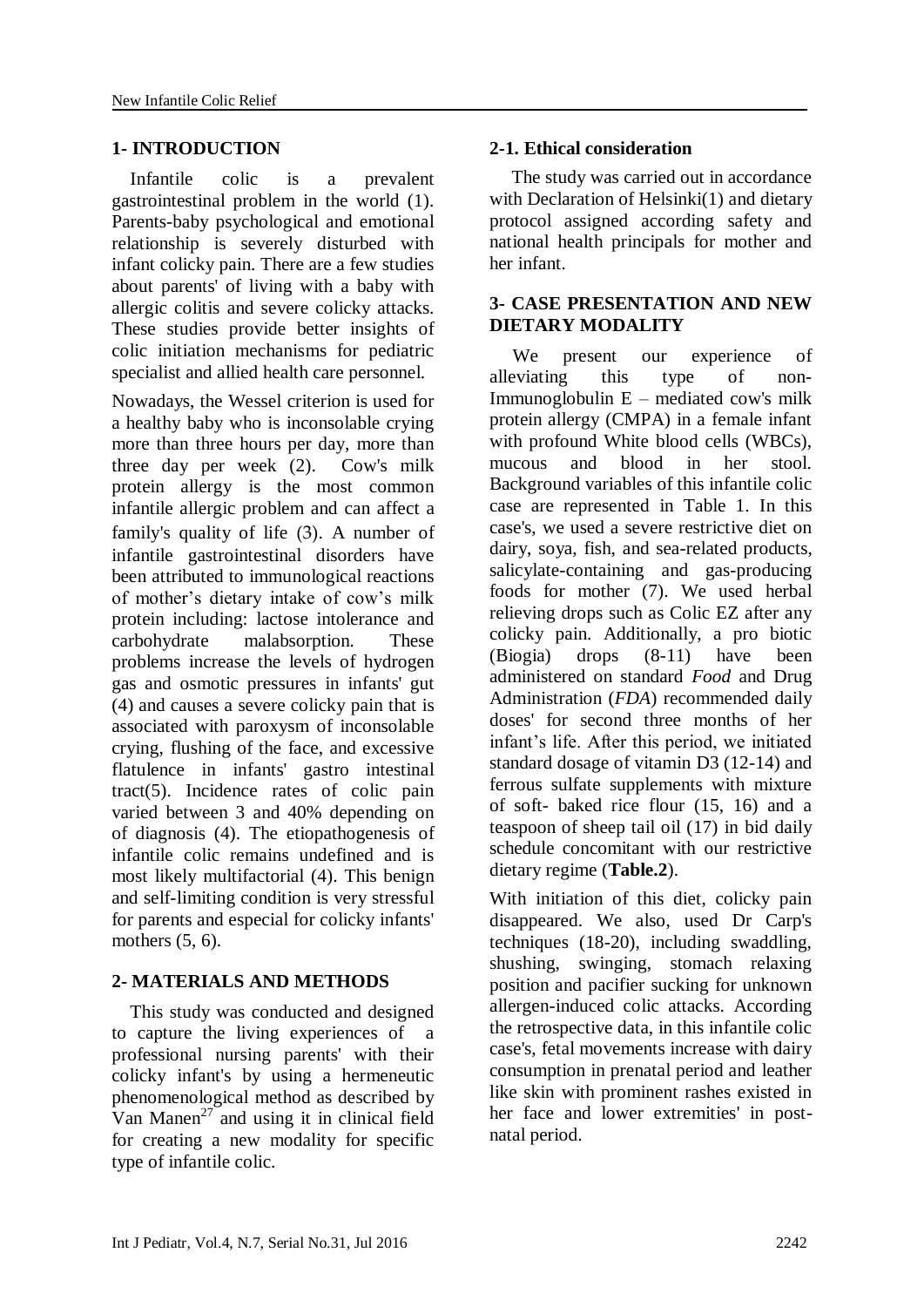## 1- INTRODUCTION

Infantile colic is a prevalent gastrointestinal problem in the world (1). Parents-baby psychological and emotional relationship is severely disturbed with infant colicky pain. There are a few studies about parents' of living with a baby with allergic colitis and severe colicky attacks. These studies provide better insights of colic initiation mechanisms for pediatric specialist and allied health care personnel.

Nowadays, the Wessel criterion is used for a healthy baby who is inconsolable crying more than three hours per day, more than three day per week (2). Cow's milk protein allergy is the most common infantile allergic problem and can affect a family's quality of life (3). A number of infantile gastrointestinal disorders have been attributed to immunological reactions of mother's dietary intake of cow's milk protein including: lactose intolerance and carbohydrate malabsorption. These problems increase the levels of hydrogen gas and osmotic pressures in infants' gut (4) and causes a severe colicky pain that is associated with paroxysm of inconsolable crying, flushing of the face, and excessive flatulence in infants' gastro intestinal tract(5). Incidence rates of colic pain varied between 3 and 40% depending on of diagnosis (4). The etiopathogenesis of infantile colic remains undefined and is most likely multifactorial (4). This benign and self-limiting condition is very stressful for parents and especial for colicky infants' mothers (5, 6).

## 2- MATERIALS AND METHODS

This study was conducted and designed to capture the living experiences of a professional nursing parents' with their colicky infant's by using a hermeneutic phenomenological method as described by Van Manen[27] and using it in clinical field for creating a new modality for specific type of infantile colic.

### 2-1. Ethical consideration

The study was carried out in accordance with Declaration of Helsinki(1) and dietary protocol assigned according safety and national health principals for mother and her infant.

## 3- CASE PRESENTATION AND NEW DIETARY MODALITY

We present our experience of alleviating this type of non-Immunoglobulin E – mediated cow's milk protein allergy (CMPA) in a female infant with profound White blood cells (WBCs), mucous and blood in her stool. Background variables of this infantile colic case are represented in Table 1. In this case's, we used a severe restrictive diet on dairy, soya, fish, and sea-related products, salicylate-containing and gas-producing foods for mother (7). We used herbal relieving drops such as Colic EZ after any colicky pain. Additionally, a pro biotic (Biogia) drops (8-11) have been administered on standard *Food* and Drug Administration (*FDA*) recommended daily doses' for second three months of her infant's life. After this period, we initiated standard dosage of vitamin D3 (12-14) and ferrous sulfate supplements with mixture of soft- baked rice flour (15, 16) and a teaspoon of sheep tail oil (17) in bid daily schedule concomitant with our restrictive dietary regime (**Table.2**).

With initiation of this diet, colicky pain disappeared. We also, used Dr Carp's techniques (18-20), including swaddling, shushing, swinging, stomach relaxing position and pacifier sucking for unknown allergen-induced colic attacks. According the retrospective data, in this infantile colic case's, fetal movements increase with dairy consumption in prenatal period and leather like skin with prominent rashes existed in her face and lower extremities' in post-natal period.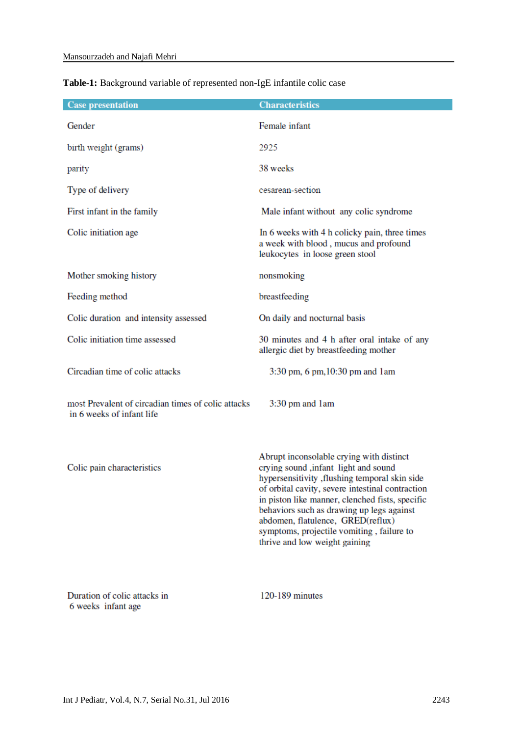**Table-1:** Background variable of represented non-IgE infantile colic case

| Case presentation | Characteristics |
|---|---|
| Gender | Female infant |
| birth weight (grams) | 2925 |
| parity | 38 weeks |
| Type of delivery | cesarean-section |
| First infant in the family | Male infant without any colic syndrome |
| Colic initiation age | In 6 weeks with 4 h colicky pain, three times a week with blood , mucus and profound leukocytes in loose green stool |
| Mother smoking history | nonsmoking |
| Feeding method | breastfeeding |
| Colic duration and intensity assessed | On daily and nocturnal basis |
| Colic initiation time assessed | 30 minutes and 4 h after oral intake of any allergic diet by breastfeeding mother |
| Circadian time of colic attacks | 3:30 pm, 6 pm,10:30 pm and 1am |
| most Prevalent of circadian times of colic attacks in 6 weeks of infant life | 3:30 pm and 1am |
| Colic pain characteristics | Abrupt inconsolable crying with distinct crying sound ,infant light and sound hypersensitivity ,flushing temporal skin side of orbital cavity, severe intestinal contraction in piston like manner, clenched fists, specific behaviors such as drawing up legs against abdomen, flatulence, GRED(reflux) symptoms, projectile vomiting , failure to thrive and low weight gaining |
| Duration of colic attacks in 6 weeks infant age | 120-189 minutes |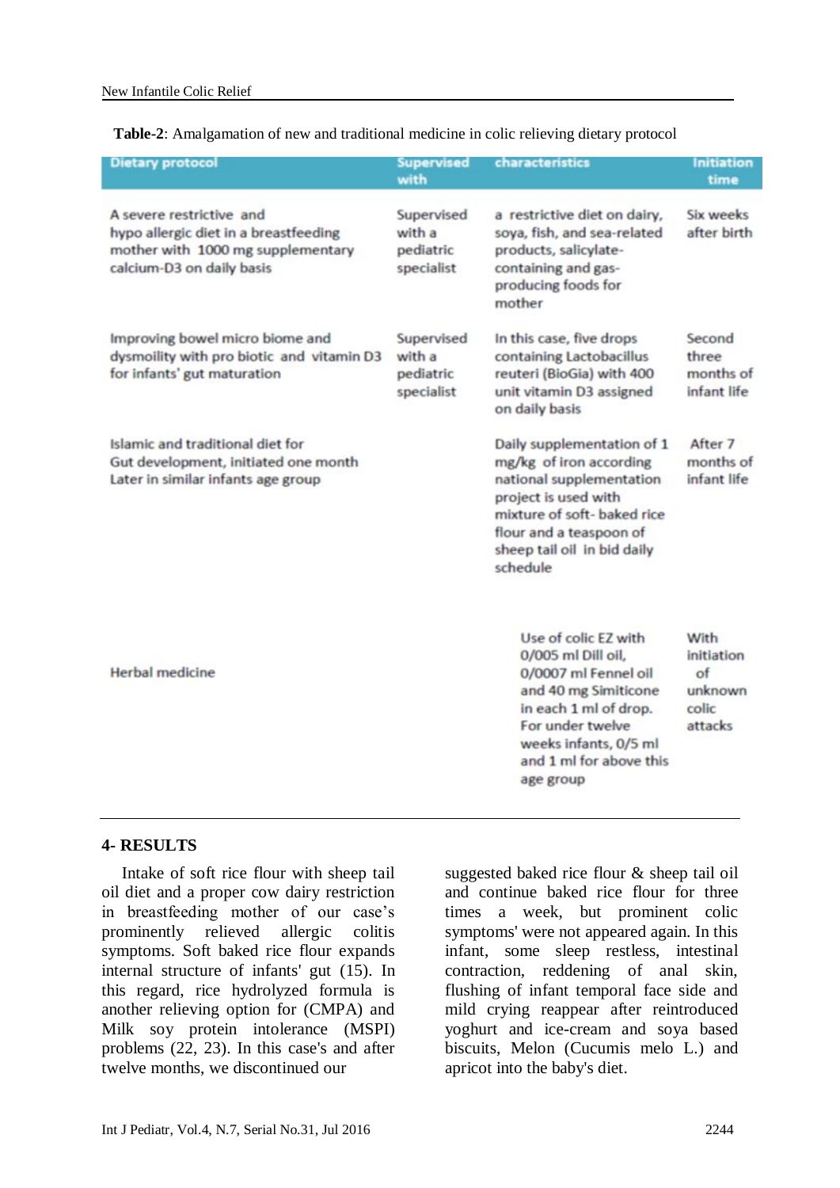**Table-2**: Amalgamation of new and traditional medicine in colic relieving dietary protocol

| Dietary protocol | Supervised with | characteristics | Initiation time |
|---|---|---|---|
| A severe restrictive and hypo allergic diet in a breastfeeding mother with 1000 mg supplementary calcium-D3 on daily basis | Supervised with a pediatric specialist | a restrictive diet on dairy, soya, fish, and sea-related products, salicylate-containing and gas-producing foods for mother | Six weeks after birth |
| Improving bowel micro biome and dysmoility with pro biotic and vitamin D3 for infants' gut maturation | Supervised with a pediatric specialist | In this case, five drops containing Lactobacillus reuteri (BioGia) with 400 unit vitamin D3 assigned on daily basis | Second three months of infant life |
| Islamic and traditional diet for Gut development, initiated one month Later in similar infants age group | | Daily supplementation of 1 mg/kg of iron according national supplementation project is used with mixture of soft- baked rice flour and a teaspoon of sheep tail oil in bid daily schedule | After 7 months of infant life |
| Herbal medicine | | Use of colic EZ with 0/005 ml Dill oil, 0/0007 ml Fennel oil and 40 mg Simiticone in each 1 ml of drop. For under twelve weeks infants, 0/5 ml and 1 ml for above this age group | With initiation of unknown colic attacks |

## 4- RESULTS

Intake of soft rice flour with sheep tail oil diet and a proper cow dairy restriction in breastfeeding mother of our case's prominently relieved allergic colitis symptoms. Soft baked rice flour expands internal structure of infants' gut (15). In this regard, rice hydrolyzed formula is another relieving option for (CMPA) and Milk soy protein intolerance (MSPI) problems (22, 23). In this case's and after twelve months, we discontinued our suggested baked rice flour & sheep tail oil and continue baked rice flour for three times a week, but prominent colic symptoms' were not appeared again. In this infant, some sleep restless, intestinal contraction, reddening of anal skin, flushing of infant temporal face side and mild crying reappear after reintroduced yoghurt and ice-cream and soya based biscuits, Melon (Cucumis melo L.) and apricot into the baby's diet.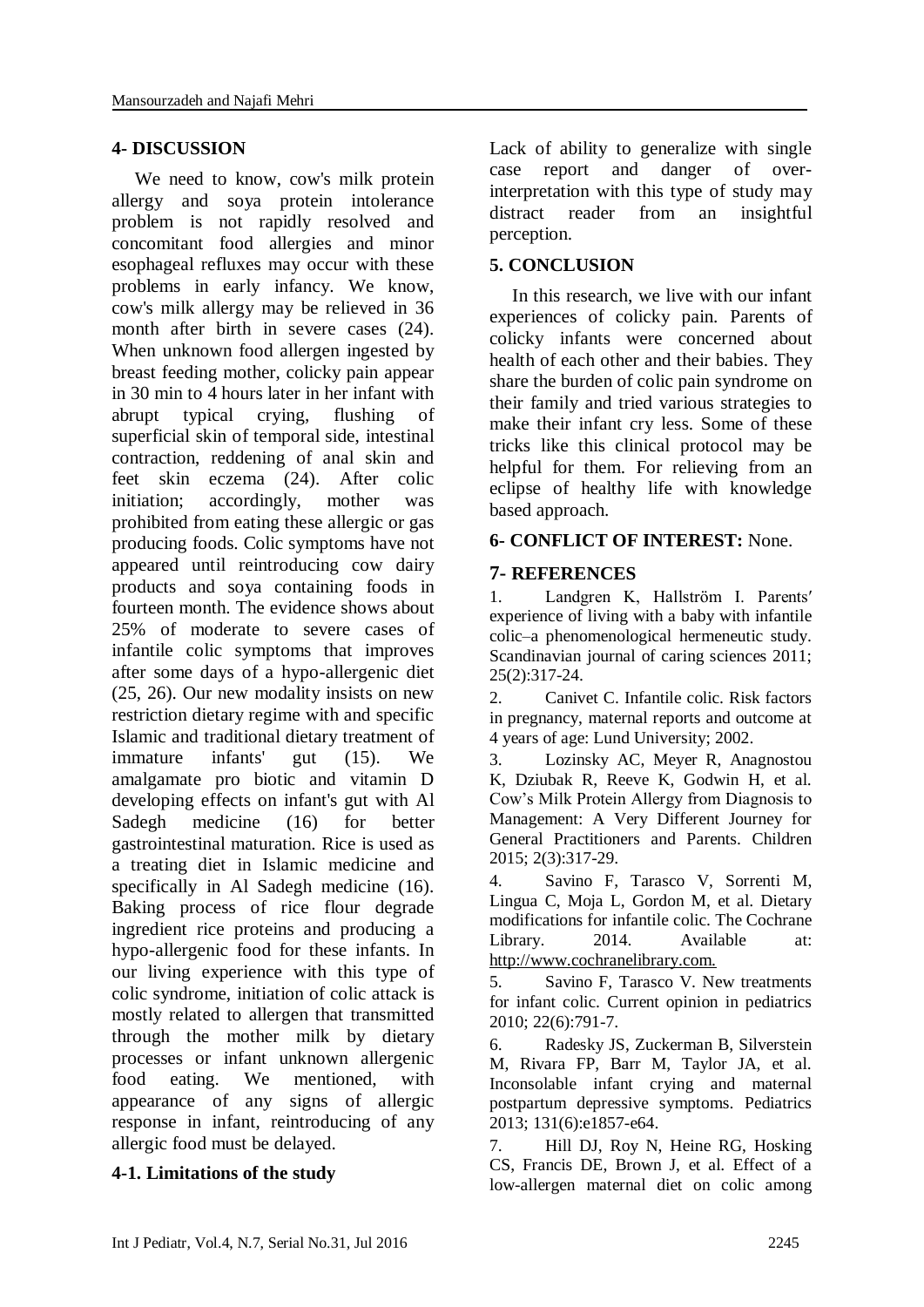## 4- DISCUSSION

We need to know, cow's milk protein allergy and soya protein intolerance problem is not rapidly resolved and concomitant food allergies and minor esophageal refluxes may occur with these problems in early infancy. We know, cow's milk allergy may be relieved in 36 month after birth in severe cases (24). When unknown food allergen ingested by breast feeding mother, colicky pain appear in 30 min to 4 hours later in her infant with abrupt typical crying, flushing of superficial skin of temporal side, intestinal contraction, reddening of anal skin and feet skin eczema (24). After colic initiation; accordingly, mother was prohibited from eating these allergic or gas producing foods. Colic symptoms have not appeared until reintroducing cow dairy products and soya containing foods in fourteen month. The evidence shows about 25% of moderate to severe cases of infantile colic symptoms that improves after some days of a hypo-allergenic diet (25, 26). Our new modality insists on new restriction dietary regime with and specific Islamic and traditional dietary treatment of immature infants' gut (15). We amalgamate pro biotic and vitamin D developing effects on infant's gut with Al Sadegh medicine (16) for better gastrointestinal maturation. Rice is used as a treating diet in Islamic medicine and specifically in Al Sadegh medicine (16). Baking process of rice flour degrade ingredient rice proteins and producing a hypo-allergenic food for these infants. In our living experience with this type of colic syndrome, initiation of colic attack is mostly related to allergen that transmitted through the mother milk by dietary processes or infant unknown allergenic food eating. We mentioned, with appearance of any signs of allergic response in infant, reintroducing of any allergic food must be delayed.

### 4-1. Limitations of the study

Lack of ability to generalize with single case report and danger of over-interpretation with this type of study may distract reader from an insightful perception.

## 5. CONCLUSION

In this research, we live with our infant experiences of colicky pain. Parents of colicky infants were concerned about health of each other and their babies. They share the burden of colic pain syndrome on their family and tried various strategies to make their infant cry less. Some of these tricks like this clinical protocol may be helpful for them. For relieving from an eclipse of healthy life with knowledge based approach.

## 6- CONFLICT OF INTEREST: None.

## 7- REFERENCES

1. Landgren K, Hallström I. Parents′ experience of living with a baby with infantile colic–a phenomenological hermeneutic study. Scandinavian journal of caring sciences 2011; 25(2):317-24.
2. Canivet C. Infantile colic. Risk factors in pregnancy, maternal reports and outcome at 4 years of age: Lund University; 2002.
3. Lozinsky AC, Meyer R, Anagnostou K, Dziubak R, Reeve K, Godwin H, et al. Cow's Milk Protein Allergy from Diagnosis to Management: A Very Different Journey for General Practitioners and Parents. Children 2015; 2(3):317-29.
4. Savino F, Tarasco V, Sorrenti M, Lingua C, Moja L, Gordon M, et al. Dietary modifications for infantile colic. The Cochrane Library. 2014. Available at: http://www.cochranelibrary.com.
5. Savino F, Tarasco V. New treatments for infant colic. Current opinion in pediatrics 2010; 22(6):791-7.
6. Radesky JS, Zuckerman B, Silverstein M, Rivara FP, Barr M, Taylor JA, et al. Inconsolable infant crying and maternal postpartum depressive symptoms. Pediatrics 2013; 131(6):e1857-e64.
7. Hill DJ, Roy N, Heine RG, Hosking CS, Francis DE, Brown J, et al. Effect of a low-allergen maternal diet on colic among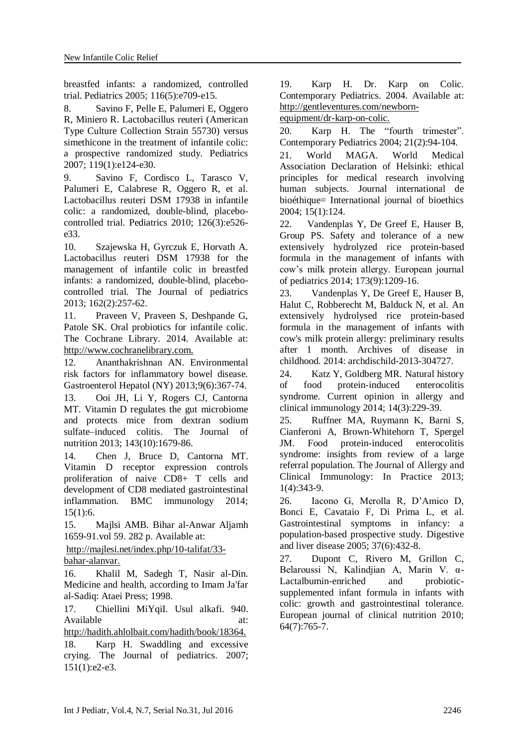breastfed infants: a randomized, controlled trial. Pediatrics 2005; 116(5):e709-e15.

8. Savino F, Pelle E, Palumeri E, Oggero R, Miniero R. Lactobacillus reuteri (American Type Culture Collection Strain 55730) versus simethicone in the treatment of infantile colic: a prospective randomized study. Pediatrics 2007; 119(1):e124-e30.

9. Savino F, Cordisco L, Tarasco V, Palumeri E, Calabrese R, Oggero R, et al. Lactobacillus reuteri DSM 17938 in infantile colic: a randomized, double-blind, placebo-controlled trial. Pediatrics 2010; 126(3):e526-e33.

10. Szajewska H, Gyrczuk E, Horvath A. Lactobacillus reuteri DSM 17938 for the management of infantile colic in breastfed infants: a randomized, double-blind, placebo-controlled trial. The Journal of pediatrics 2013; 162(2):257-62.

11. Praveen V, Praveen S, Deshpande G, Patole SK. Oral probiotics for infantile colic. The Cochrane Library. 2014. Available at: http://www.cochranelibrary.com.

12. Ananthakrishnan AN. Environmental risk factors for inflammatory bowel disease. Gastroenterol Hepatol (NY) 2013;9(6):367-74.

13. Ooi JH, Li Y, Rogers CJ, Cantorna MT. Vitamin D regulates the gut microbiome and protects mice from dextran sodium sulfate–induced colitis. The Journal of nutrition 2013; 143(10):1679-86.

14. Chen J, Bruce D, Cantorna MT. Vitamin D receptor expression controls proliferation of naive CD8+ T cells and development of CD8 mediated gastrointestinal inflammation. BMC immunology 2014; 15(1):6.

15. Majlsi AMB. Bihar al-Anwar Aljamh 1659-91.vol 59. 282 p. Available at: http://majlesi.net/index.php/10-talifat/33-bahar-alanvar.

16. Khalil M, Sadegh T, Nasir al-Din. Medicine and health, according to Imam Ja'far al-Sadiq: Ataei Press; 1998.

17. Chiellini MiYqiI. Usul alkafi. 940. Available at: http://hadith.ahlolbait.com/hadith/book/18364.

18. Karp H. Swaddling and excessive crying. The Journal of pediatrics. 2007; 151(1):e2-e3.

19. Karp H. Dr. Karp on Colic. Contemporary Pediatrics. 2004. Available at: http://gentleventures.com/newborn-equipment/dr-karp-on-colic.

20. Karp H. The "fourth trimester". Contemporary Pediatrics 2004; 21(2):94-104.

21. World MAGA. World Medical Association Declaration of Helsinki: ethical principles for medical research involving human subjects. Journal international de bioéthique= International journal of bioethics 2004; 15(1):124.

22. Vandenplas Y, De Greef E, Hauser B, Group PS. Safety and tolerance of a new extensively hydrolyzed rice protein-based formula in the management of infants with cow's milk protein allergy. European journal of pediatrics 2014; 173(9):1209-16.

23. Vandenplas Y, De Greef E, Hauser B, Halut C, Robberecht M, Balduck N, et al. An extensively hydrolysed rice protein-based formula in the management of infants with cow's milk protein allergy: preliminary results after 1 month. Archives of disease in childhood. 2014: archdischild-2013-304727.

24. Katz Y, Goldberg MR. Natural history of food protein-induced enterocolitis syndrome. Current opinion in allergy and clinical immunology 2014; 14(3):229-39.

25. Ruffner MA, Ruymann K, Barni S, Cianferoni A, Brown-Whitehorn T, Spergel JM. Food protein-induced enterocolitis syndrome: insights from review of a large referral population. The Journal of Allergy and Clinical Immunology: In Practice 2013; 1(4):343-9.

26. Iacono G, Merolla R, D'Amico D, Bonci E, Cavataio F, Di Prima L, et al. Gastrointestinal symptoms in infancy: a population-based prospective study. Digestive and liver disease 2005; 37(6):432-8.

27. Dupont C, Rivero M, Grillon C, Belaroussi N, Kalindjian A, Marin V. α-Lactalbumin-enriched and probiotic-supplemented infant formula in infants with colic: growth and gastrointestinal tolerance. European journal of clinical nutrition 2010; 64(7):765-7.